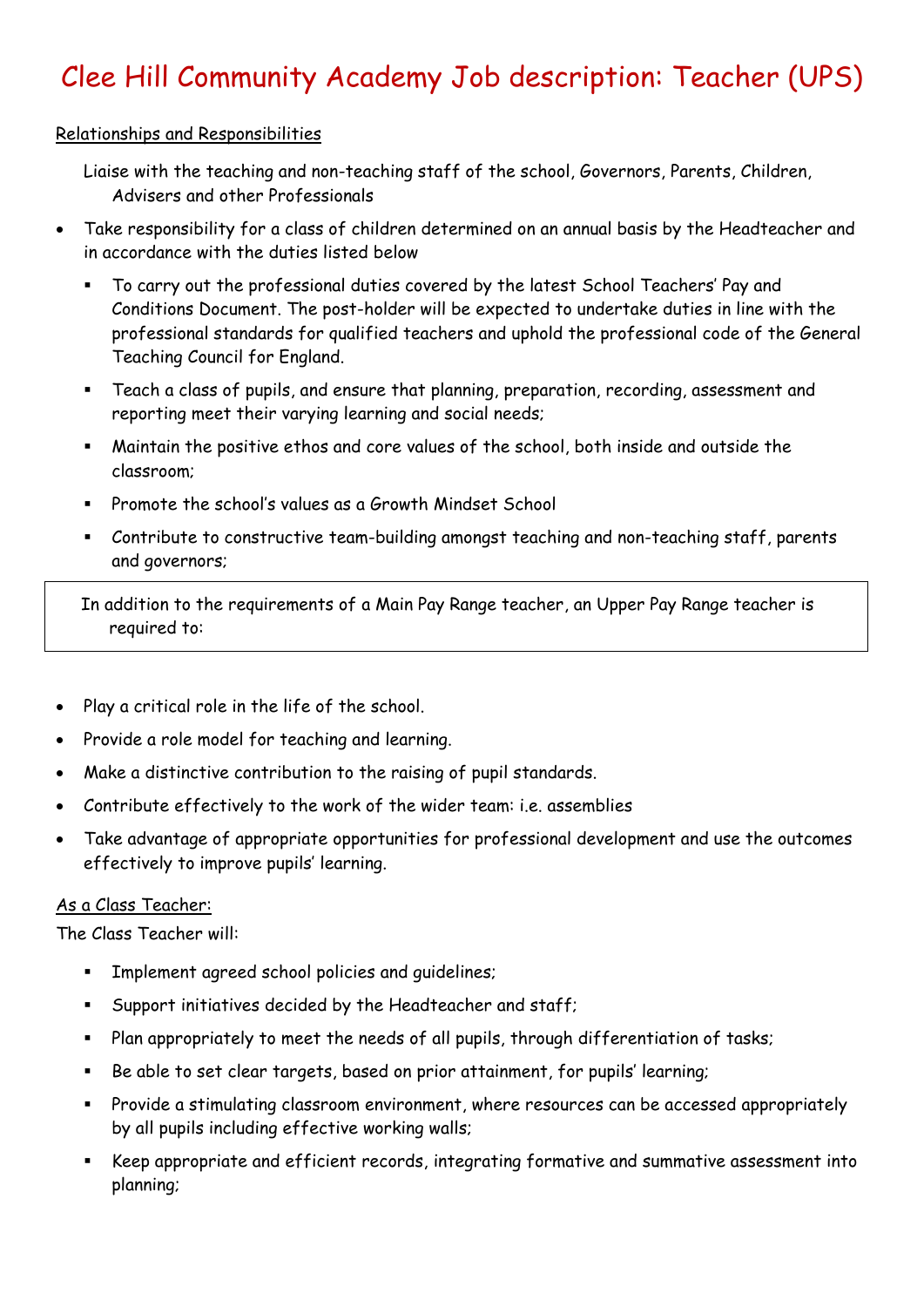# Clee Hill Community Academy Job description: Teacher (UPS)

Relationships and Responsibilities

Liaise with the teaching and non-teaching staff of the school, Governors, Parents, Children, Advisers and other Professionals

- Take responsibility for a class of children determined on an annual basis by the Headteacher and in accordance with the duties listed below
  - To carry out the professional duties covered by the latest School Teachers' Pay and Conditions Document. The post-holder will be expected to undertake duties in line with the professional standards for qualified teachers and uphold the professional code of the General Teaching Council for England.
  - Teach a class of pupils, and ensure that planning, preparation, recording, assessment and reporting meet their varying learning and social needs;
  - Maintain the positive ethos and core values of the school, both inside and outside the classroom;
  - Promote the school's values as a Growth Mindset School
  - Contribute to constructive team-building amongst teaching and non-teaching staff, parents and governors;

In addition to the requirements of a Main Pay Range teacher, an Upper Pay Range teacher is required to:

- Play a critical role in the life of the school.
- Provide a role model for teaching and learning.
- Make a distinctive contribution to the raising of pupil standards.
- Contribute effectively to the work of the wider team: i.e. assemblies
- Take advantage of appropriate opportunities for professional development and use the outcomes effectively to improve pupils' learning.

As a Class Teacher:

The Class Teacher will:

- Implement agreed school policies and guidelines;
- Support initiatives decided by the Headteacher and staff;
- Plan appropriately to meet the needs of all pupils, through differentiation of tasks;
- Be able to set clear targets, based on prior attainment, for pupils' learning;
- Provide a stimulating classroom environment, where resources can be accessed appropriately by all pupils including effective working walls;
- Keep appropriate and efficient records, integrating formative and summative assessment into planning;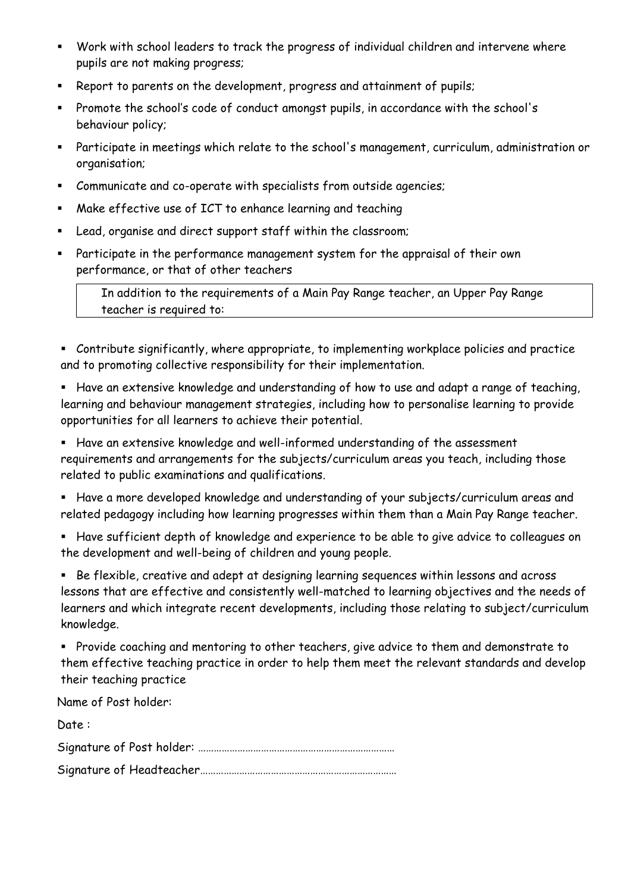- Work with school leaders to track the progress of individual children and intervene where pupils are not making progress;
- Report to parents on the development, progress and attainment of pupils;
- Promote the school's code of conduct amongst pupils, in accordance with the school's behaviour policy;
- Participate in meetings which relate to the school's management, curriculum, administration or organisation;
- Communicate and co-operate with specialists from outside agencies;
- Make effective use of ICT to enhance learning and teaching
- Lead, organise and direct support staff within the classroom;
- Participate in the performance management system for the appraisal of their own performance, or that of other teachers

In addition to the requirements of a Main Pay Range teacher, an Upper Pay Range teacher is required to:

- Contribute significantly, where appropriate, to implementing workplace policies and practice and to promoting collective responsibility for their implementation.
- Have an extensive knowledge and understanding of how to use and adapt a range of teaching, learning and behaviour management strategies, including how to personalise learning to provide opportunities for all learners to achieve their potential.
- Have an extensive knowledge and well-informed understanding of the assessment requirements and arrangements for the subjects/curriculum areas you teach, including those related to public examinations and qualifications.
- Have a more developed knowledge and understanding of your subjects/curriculum areas and related pedagogy including how learning progresses within them than a Main Pay Range teacher.
- Have sufficient depth of knowledge and experience to be able to give advice to colleagues on the development and well-being of children and young people.
- Be flexible, creative and adept at designing learning sequences within lessons and across lessons that are effective and consistently well-matched to learning objectives and the needs of learners and which integrate recent developments, including those relating to subject/curriculum knowledge.
- Provide coaching and mentoring to other teachers, give advice to them and demonstrate to them effective teaching practice in order to help them meet the relevant standards and develop their teaching practice

Name of Post holder:

Date :

Signature of Post holder: ……………………………………………………………………

Signature of Headteacher……………………………………………………………………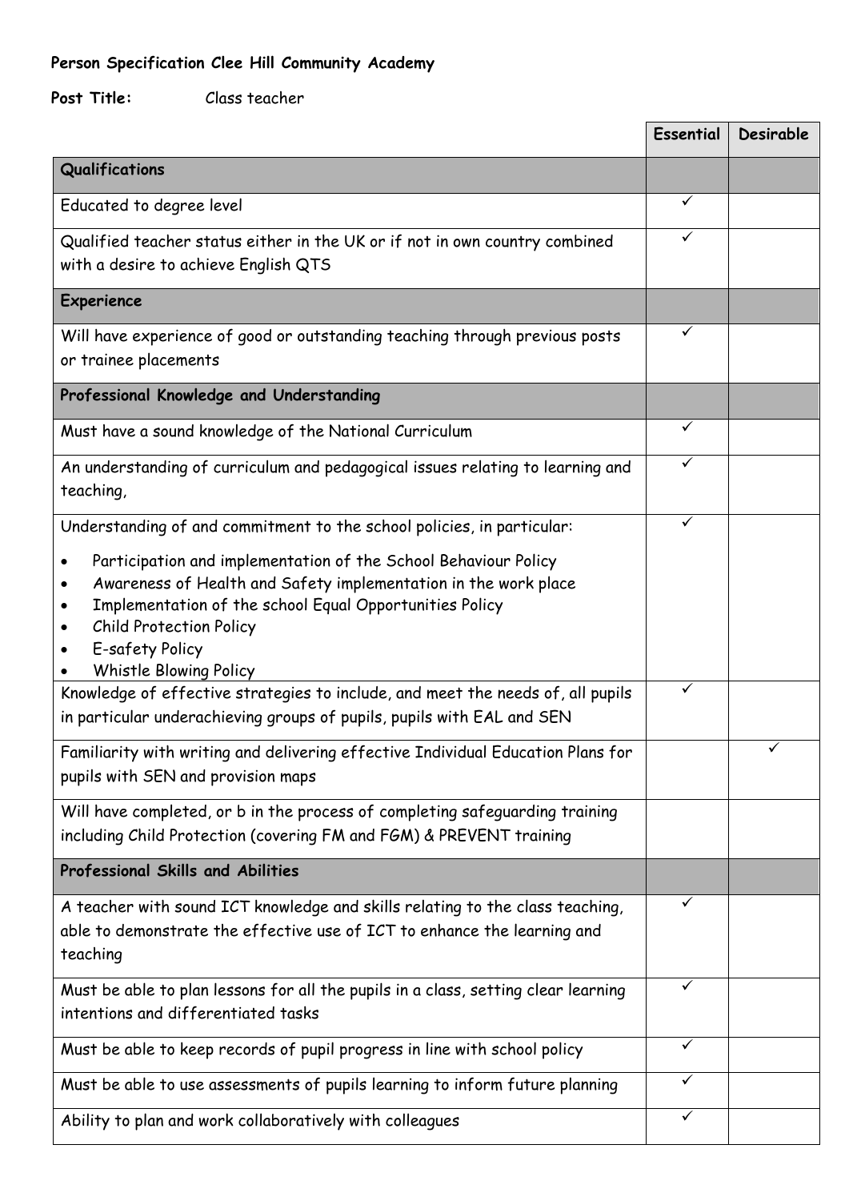**Person Specification Clee Hill Community Academy**

**Post Title:** Class teacher

| | Essential | Desirable |
|---|---|---|
| **Qualifications** | | |
| Educated to degree level | ✓ | |
| Qualified teacher status either in the UK or if not in own country combined with a desire to achieve English QTS | ✓ | |
| **Experience** | | |
| Will have experience of good or outstanding teaching through previous posts or trainee placements | ✓ | |
| **Professional Knowledge and Understanding** | | |
| Must have a sound knowledge of the National Curriculum | ✓ | |
| An understanding of curriculum and pedagogical issues relating to learning and teaching, | ✓ | |
| Understanding of and commitment to the school policies, in particular: <br>• Participation and implementation of the School Behaviour Policy <br>• Awareness of Health and Safety implementation in the work place <br>• Implementation of the school Equal Opportunities Policy <br>• Child Protection Policy <br>• E-safety Policy <br>• Whistle Blowing Policy | ✓ | |
| Knowledge of effective strategies to include, and meet the needs of, all pupils in particular underachieving groups of pupils, pupils with EAL and SEN | ✓ | |
| Familiarity with writing and delivering effective Individual Education Plans for pupils with SEN and provision maps | | ✓ |
| Will have completed, or b in the process of completing safeguarding training including Child Protection (covering FM and FGM) & PREVENT training | | |
| **Professional Skills and Abilities** | | |
| A teacher with sound ICT knowledge and skills relating to the class teaching, able to demonstrate the effective use of ICT to enhance the learning and teaching | ✓ | |
| Must be able to plan lessons for all the pupils in a class, setting clear learning intentions and differentiated tasks | ✓ | |
| Must be able to keep records of pupil progress in line with school policy | ✓ | |
| Must be able to use assessments of pupils learning to inform future planning | ✓ | |
| Ability to plan and work collaboratively with colleagues | ✓ | |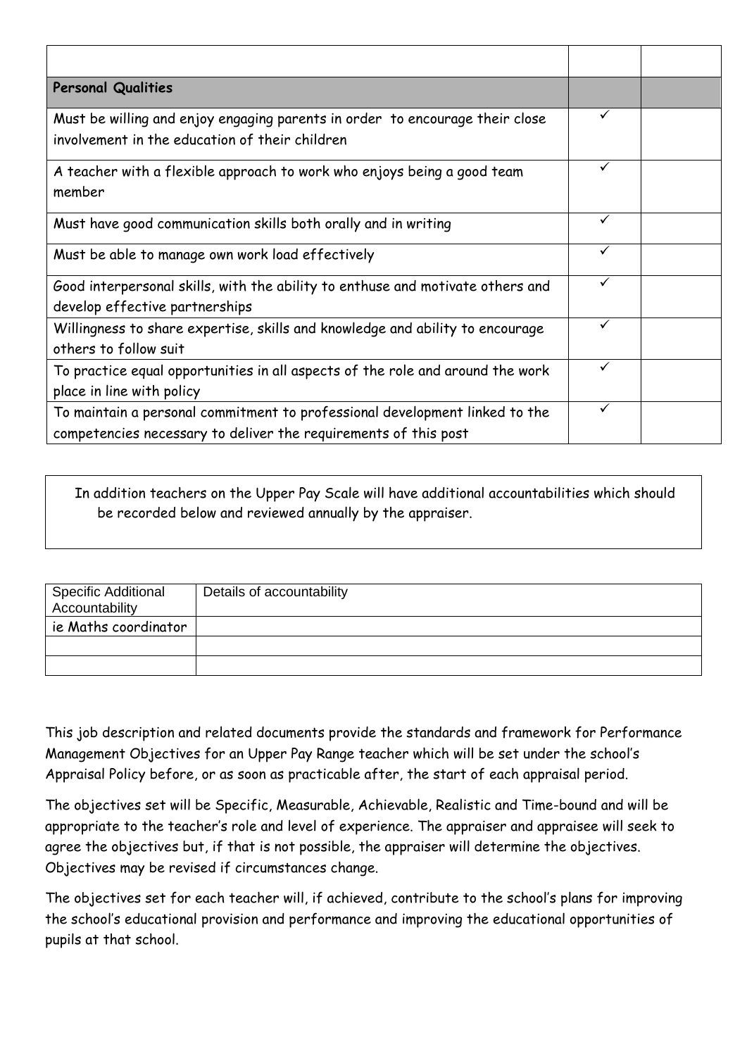| | | |
|---|---|---|
| **Personal Qualities** | | |
| Must be willing and enjoy engaging parents in order to encourage their close involvement in the education of their children | ✓ | |
| A teacher with a flexible approach to work who enjoys being a good team member | ✓ | |
| Must have good communication skills both orally and in writing | ✓ | |
| Must be able to manage own work load effectively | ✓ | |
| Good interpersonal skills, with the ability to enthuse and motivate others and develop effective partnerships | ✓ | |
| Willingness to share expertise, skills and knowledge and ability to encourage others to follow suit | ✓ | |
| To practice equal opportunities in all aspects of the role and around the work place in line with policy | ✓ | |
| To maintain a personal commitment to professional development linked to the competencies necessary to deliver the requirements of this post | ✓ | |

In addition teachers on the Upper Pay Scale will have additional accountabilities which should be recorded below and reviewed annually by the appraiser.

| Specific Additional Accountability | Details of accountability |
|---|---|
| ie Maths coordinator | |
| | |
| | |

This job description and related documents provide the standards and framework for Performance Management Objectives for an Upper Pay Range teacher which will be set under the school's Appraisal Policy before, or as soon as practicable after, the start of each appraisal period.

The objectives set will be Specific, Measurable, Achievable, Realistic and Time-bound and will be appropriate to the teacher's role and level of experience. The appraiser and appraisee will seek to agree the objectives but, if that is not possible, the appraiser will determine the objectives. Objectives may be revised if circumstances change.

The objectives set for each teacher will, if achieved, contribute to the school's plans for improving the school's educational provision and performance and improving the educational opportunities of pupils at that school.